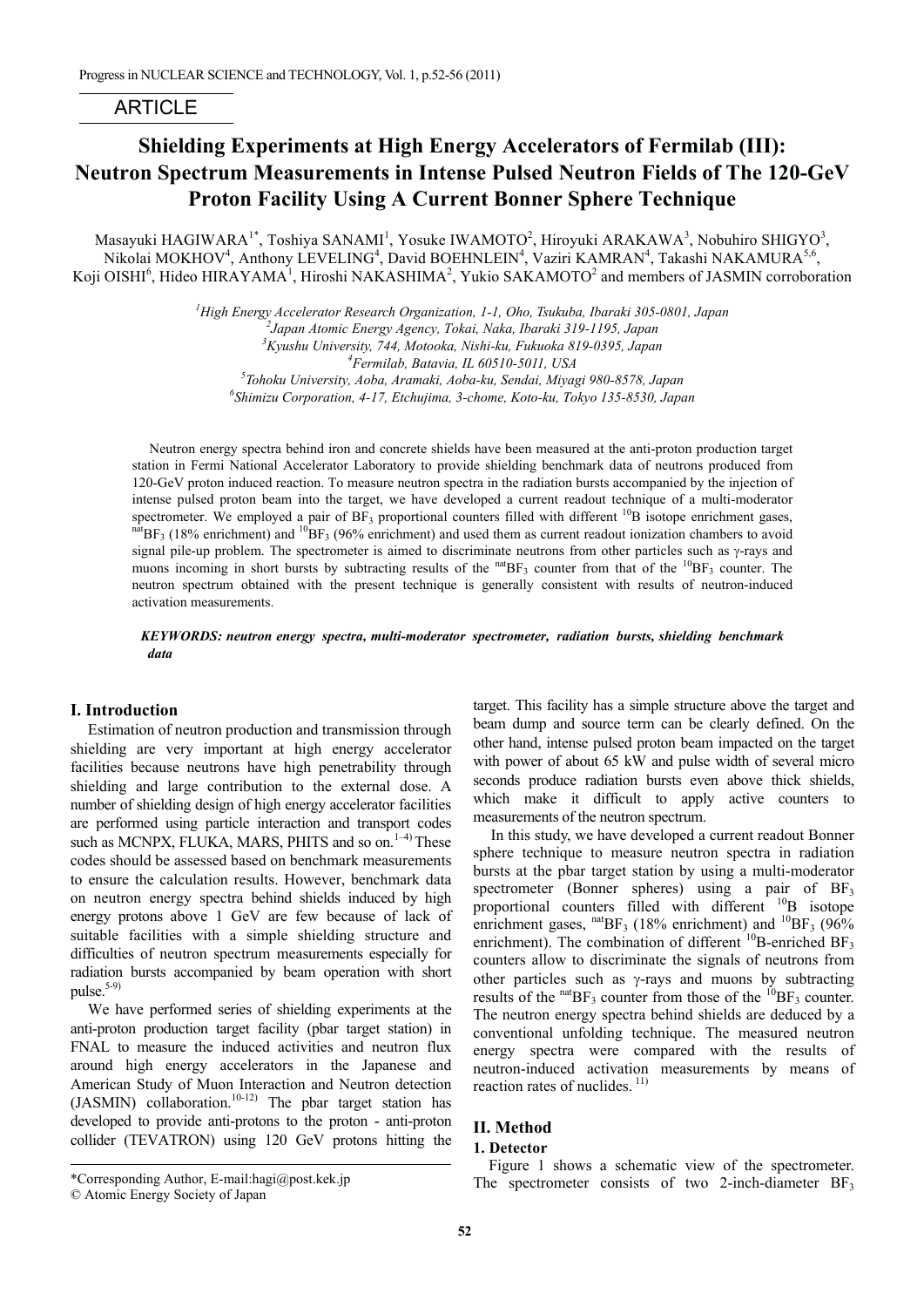ARTICLE

# Shielding Experiments at High Energy Accelerators of Fermilab (III): Neutron Spectrum Measurements in Intense Pulsed Neutron Fields of The 120-GeV Proton Facility Using A Current Bonner Sphere Technique

Masayuki HAGIWARA[1*], Toshiya SANAMI[1], Yosuke IWAMOTO[2], Hiroyuki ARAKAWA[3], Nobuhiro SHIGYO[3], Nikolai MOKHOV[4], Anthony LEVELING[4], David BOEHNLEIN[4], Vaziri KAMRAN[4], Takashi NAKAMURA[5,6], Koji OISHI[6], Hideo HIRAYAMA[1], Hiroshi NAKASHIMA[2], Yukio SAKAMOTO[2] and members of JASMIN corroboration

[1] *High Energy Accelerator Research Organization, 1-1, Oho, Tsukuba, Ibaraki 305-0801, Japan*
[2] *Japan Atomic Energy Agency, Tokai, Naka, Ibaraki 319-1195, Japan*
[3] *Kyushu University, 744, Motooka, Nishi-ku, Fukuoka 819-0395, Japan*
[4] *Fermilab, Batavia, IL 60510-5011, USA*
[5] *Tohoku University, Aoba, Aramaki, Aoba-ku, Sendai, Miyagi 980-8578, Japan*
[6] *Shimizu Corporation, 4-17, Etchujima, 3-chome, Koto-ku, Tokyo 135-8530, Japan*

Neutron energy spectra behind iron and concrete shields have been measured at the anti-proton production target station in Fermi National Accelerator Laboratory to provide shielding benchmark data of neutrons produced from 120-GeV proton induced reaction. To measure neutron spectra in the radiation bursts accompanied by the injection of intense pulsed proton beam into the target, we have developed a current readout technique of a multi-moderator spectrometer. We employed a pair of $BF_3$ proportional counters filled with different $^{10}B$ isotope enrichment gases, $^{nat}BF_3$ (18% enrichment) and $^{10}BF_3$ (96% enrichment) and used them as current readout ionization chambers to avoid signal pile-up problem. The spectrometer is aimed to discriminate neutrons from other particles such as γ-rays and muons incoming in short bursts by subtracting results of the $^{nat}BF_3$ counter from that of the $^{10}BF_3$ counter. The neutron spectrum obtained with the present technique is generally consistent with results of neutron-induced activation measurements.

***KEYWORDS: neutron energy spectra, multi-moderator spectrometer, radiation bursts, shielding benchmark data***

## I. Introduction

Estimation of neutron production and transmission through shielding are very important at high energy accelerator facilities because neutrons have high penetrability through shielding and large contribution to the external dose. A number of shielding design of high energy accelerator facilities are performed using particle interaction and transport codes such as MCNPX, FLUKA, MARS, PHITS and so on.[1–4] These codes should be assessed based on benchmark measurements to ensure the calculation results. However, benchmark data on neutron energy spectra behind shields induced by high energy protons above 1 GeV are few because of lack of suitable facilities with a simple shielding structure and difficulties of neutron spectrum measurements especially for radiation bursts accompanied by beam operation with short pulse.[5-9]

We have performed series of shielding experiments at the anti-proton production target facility (pbar target station) in FNAL to measure the induced activities and neutron flux around high energy accelerators in the Japanese and American Study of Muon Interaction and Neutron detection (JASMIN) collaboration.[10-12] The pbar target station has developed to provide anti-protons to the proton - anti-proton collider (TEVATRON) using 120 GeV protons hitting the target. This facility has a simple structure above the target and beam dump and source term can be clearly defined. On the other hand, intense pulsed proton beam impacted on the target with power of about 65 kW and pulse width of several micro seconds produce radiation bursts even above thick shields, which make it difficult to apply active counters to measurements of the neutron spectrum.

In this study, we have developed a current readout Bonner sphere technique to measure neutron spectra in radiation bursts at the pbar target station by using a multi-moderator spectrometer (Bonner spheres) using a pair of $BF_3$ proportional counters filled with different $^{10}B$ isotope enrichment gases, $^{nat}BF_3$ (18% enrichment) and $^{10}BF_3$ (96% enrichment). The combination of different $^{10}B$-enriched $BF_3$ counters allow to discriminate the signals of neutrons from other particles such as γ-rays and muons by subtracting results of the $^{nat}BF_3$ counter from those of the $^{10}BF_3$ counter. The neutron energy spectra behind shields are deduced by a conventional unfolding technique. The measured neutron energy spectra were compared with the results of neutron-induced activation measurements by means of reaction rates of nuclides.[11)]

## II. Method

### 1. Detector

Figure 1 shows a schematic view of the spectrometer. The spectrometer consists of two 2-inch-diameter $BF_3$

---

*Corresponding Author, E-mail:hagi@post.kek.jp
© Atomic Energy Society of Japan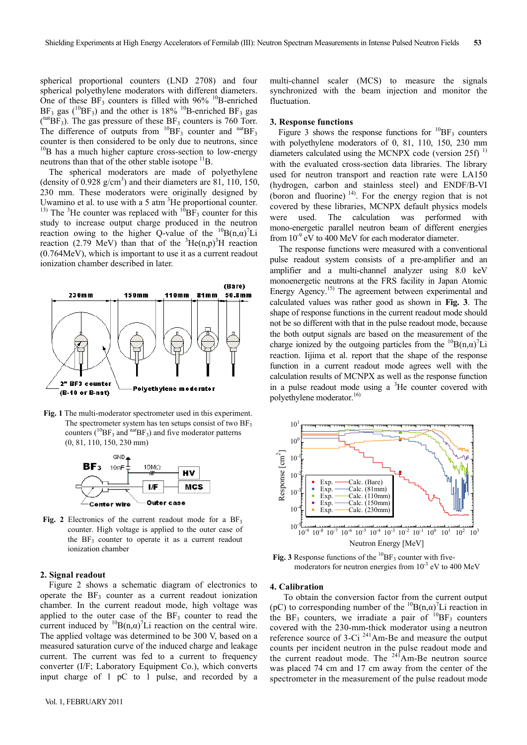spherical proportional counters (LND 2708) and four spherical polyethylene moderators with different diameters. One of these $BF_3$ counters is filled with 96% $^{10}$B-enriched $BF_3$ gas ($^{10}BF_3$) and the other is 18% $^{10}$B-enriched $BF_3$ gas ($^{nat}BF_3$). The gas pressure of these $BF_3$ counters is 760 Torr. The difference of outputs from $^{10}BF_3$ counter and $^{nat}BF_3$ counter is then considered to be only due to neutrons, since $^{10}$B has a much higher capture cross-section to low-energy neutrons than that of the other stable isotope $^{11}$B.

The spherical moderators are made of polyethylene (density of 0.928 g/cm$^3$) and their diameters are 81, 110, 150, 230 mm. These moderators were originally designed by Uwamino et al. to use with a 5 atm $^3$He proportional counter.[13] The $^3$He counter was replaced with $^{10}BF_3$ counter for this study to increase output charge produced in the neutron reaction owing to the higher Q-value of the $^{10}$B(n,α)$^7$Li reaction (2.79 MeV) than that of the $^3$He(n,p)$^3$H reaction (0.764MeV), which is important to use it as a current readout ionization chamber described in later.

**Fig. 1** The multi-moderator spectrometer used in this experiment. The spectrometer system has ten setups consist of two $BF_3$ counters ($^{10}BF_3$ and $^{nat}BF_3$) and five moderator patterns (0, 81, 110, 150, 230 mm)

**Fig. 2** Electronics of the current readout mode for a $BF_3$ counter. High voltage is applied to the outer case of the $BF_3$ counter to operate it as a current readout ionization chamber

## 2. Signal readout

Figure 2 shows a schematic diagram of electronics to operate the $BF_3$ counter as a current readout ionization chamber. In the current readout mode, high voltage was applied to the outer case of the $BF_3$ counter to read the current induced by $^{10}$B(n,α)$^7$Li reaction on the central wire. The applied voltage was determined to be 300 V, based on a measured saturation curve of the induced charge and leakage current. The current was fed to a current to frequency converter (I/F; Laboratory Equipment Co.), which converts input charge of 1 pC to 1 pulse, and recorded by a multi-channel scaler (MCS) to measure the signals synchronized with the beam injection and monitor the fluctuation.

## 3. Response functions

Figure 3 shows the response functions for $^{10}BF_3$ counters with polyethylene moderators of 0, 81, 110, 150, 230 mm diameters calculated using the MCNPX code (version 25f)[1] with the evaluated cross-section data libraries. The library used for neutron transport and reaction rate were LA150 (hydrogen, carbon and stainless steel) and ENDF/B-VI (boron and fluorine)[14]. For the energy region that is not covered by these libraries, MCNPX default physics models were used. The calculation was performed with mono-energetic parallel neutron beam of different energies from $10^{-9}$ eV to 400 MeV for each moderator diameter.

The response functions were measured with a conventional pulse readout system consists of a pre-amplifier and an amplifier and a multi-channel analyzer using 8.0 keV monoenergetic neutrons at the FRS facility in Japan Atomic Energy Agency.[15] The agreement between experimental and calculated values was rather good as shown in **Fig. 3**. The shape of response functions in the current readout mode should not be so different with that in the pulse readout mode, because the both output signals are based on the measurement of the charge ionized by the outgoing particles from the $^{10}$B(n,α)$^7$Li reaction. Iijima et al. report that the shape of the response function in a current readout mode agrees well with the calculation results of MCNPX as well as the response function in a pulse readout mode using a $^3$He counter covered with polyethylene moderator.[16]

**Fig. 3** Response functions of the $^{10}BF_3$ counter with five-moderators for neutron energies from $10^{-3}$ eV to 400 MeV

## 4. Calibration

To obtain the conversion factor from the current output (pC) to corresponding number of the $^{10}$B(n,α)$^7$Li reaction in the $BF_3$ counters, we irradiate a pair of $^{10}BF_3$ counters covered with the 230-mm-thick moderator using a neutron reference source of 3-Ci $^{241}$Am-Be and measure the output counts per incident neutron in the pulse readout mode and the current readout mode. The $^{241}$Am-Be neutron source was placed 74 cm and 17 cm away from the center of the spectrometer in the measurement of the pulse readout mode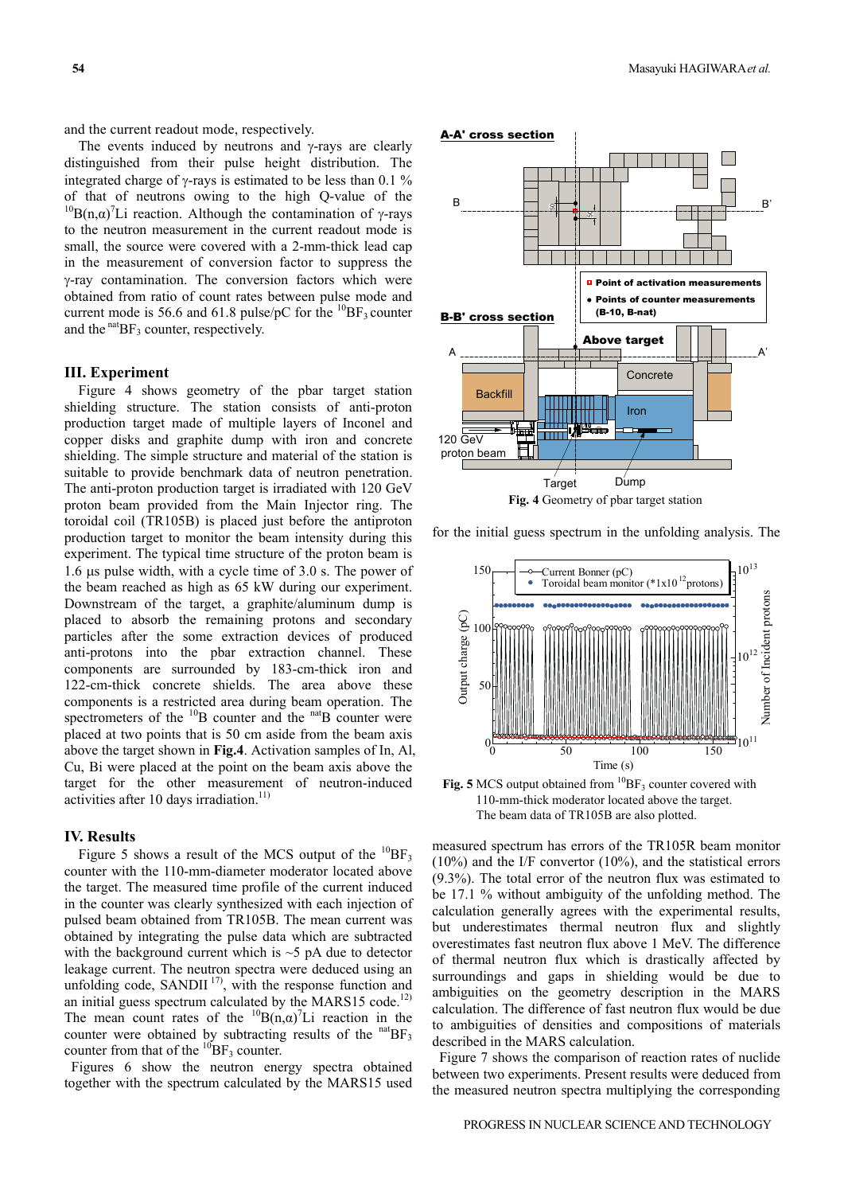and the current readout mode, respectively.

The events induced by neutrons and γ-rays are clearly distinguished from their pulse height distribution. The integrated charge of γ-rays is estimated to be less than 0.1 % of that of neutrons owing to the high Q-value of the $^{10}B(n,\alpha)^{7}Li$ reaction. Although the contamination of γ-rays to the neutron measurement in the current readout mode is small, the source were covered with a 2-mm-thick lead cap in the measurement of conversion factor to suppress the γ-ray contamination. The conversion factors which were obtained from ratio of count rates between pulse mode and current mode is 56.6 and 61.8 pulse/pC for the $^{10}BF_3$ counter and the $^{nat}BF_3$ counter, respectively.

## III. Experiment

Figure 4 shows geometry of the pbar target station shielding structure. The station consists of anti-proton production target made of multiple layers of Inconel and copper disks and graphite dump with iron and concrete shielding. The simple structure and material of the station is suitable to provide benchmark data of neutron penetration. The anti-proton production target is irradiated with 120 GeV proton beam provided from the Main Injector ring. The toroidal coil (TR105B) is placed just before the antiproton production target to monitor the beam intensity during this experiment. The typical time structure of the proton beam is 1.6 μs pulse width, with a cycle time of 3.0 s. The power of the beam reached as high as 65 kW during our experiment. Downstream of the target, a graphite/aluminum dump is placed to absorb the remaining protons and secondary particles after the some extraction devices of produced anti-protons into the pbar extraction channel. These components are surrounded by 183-cm-thick iron and 122-cm-thick concrete shields. The area above these components is a restricted area during beam operation. The spectrometers of the $^{10}B$ counter and the $^{nat}B$ counter were placed at two points that is 50 cm aside from the beam axis above the target shown in **Fig.4**. Activation samples of In, Al, Cu, Bi were placed at the point on the beam axis above the target for the other measurement of neutron-induced activities after 10 days irradiation.[11)]

**Fig. 4** Geometry of pbar target station

## IV. Results

Figure 5 shows a result of the MCS output of the $^{10}BF_3$ counter with the 110-mm-diameter moderator located above the target. The measured time profile of the current induced in the counter was clearly synthesized with each injection of pulsed beam obtained from TR105B. The mean current was obtained by integrating the pulse data which are subtracted with the background current which is ~5 pA due to detector leakage current. The neutron spectra were deduced using an unfolding code, SANDII [17)], with the response function and an initial guess spectrum calculated by the MARS15 code.[12)] The mean count rates of the $^{10}B(n,\alpha)^{7}Li$ reaction in the counter were obtained by subtracting results of the $^{nat}BF_3$ counter from that of the $^{10}BF_3$ counter.

Figures 6 show the neutron energy spectra obtained together with the spectrum calculated by the MARS15 used for the initial guess spectrum in the unfolding analysis. The measured spectrum has errors of the TR105R beam monitor (10%) and the I/F convertor (10%), and the statistical errors (9.3%). The total error of the neutron flux was estimated to be 17.1 % without ambiguity of the unfolding method. The calculation generally agrees with the experimental results, but underestimates thermal neutron flux and slightly overestimates fast neutron flux above 1 MeV. The difference of thermal neutron flux which is drastically affected by surroundings and gaps in shielding would be due to ambiguities on the geometry description in the MARS calculation. The difference of fast neutron flux would be due to ambiguities of densities and compositions of materials described in the MARS calculation.

**Fig. 5** MCS output obtained from $^{10}BF_3$ counter covered with 110-mm-thick moderator located above the target. The beam data of TR105B are also plotted.

Figure 7 shows the comparison of reaction rates of nuclide between two experiments. Present results were deduced from the measured neutron spectra multiplying the corresponding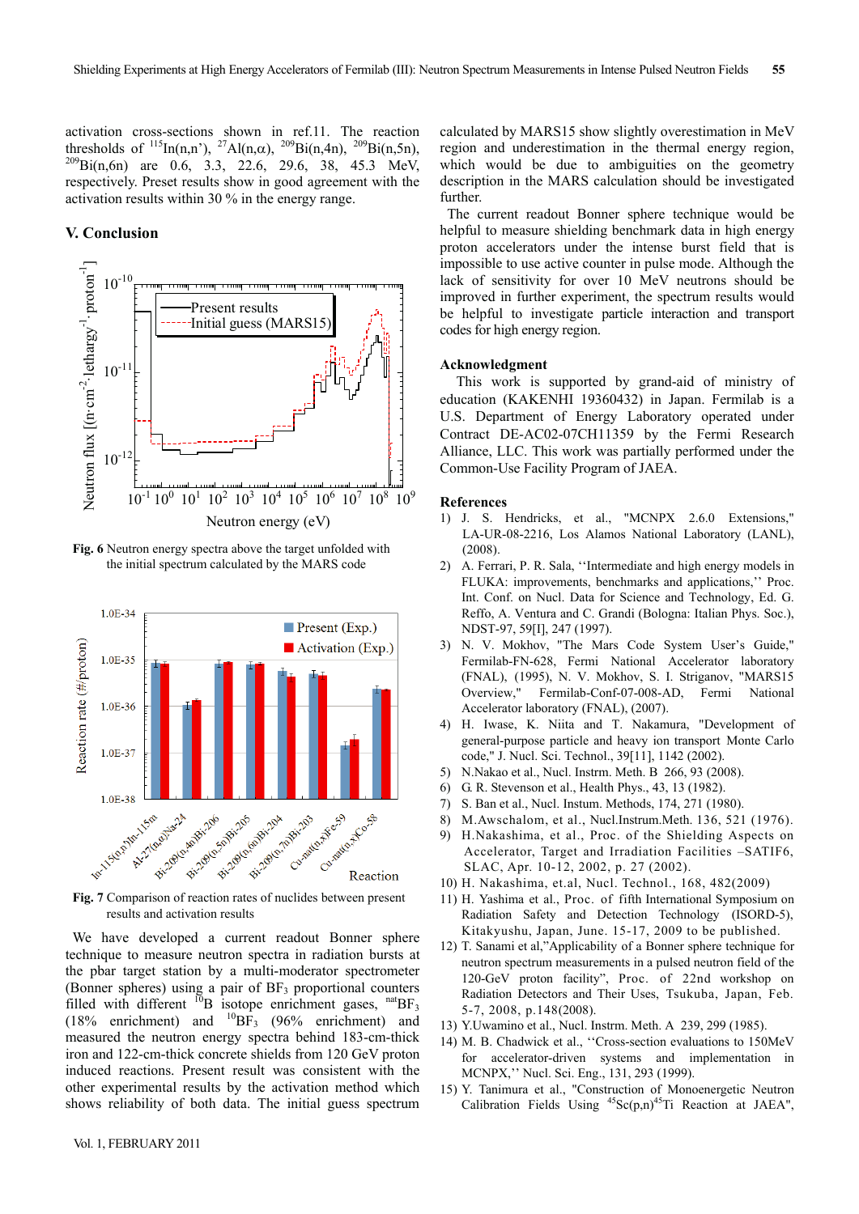activation cross-sections shown in ref.11. The reaction thresholds of $^{115}$In(n,n'), $^{27}$Al(n,α), $^{209}$Bi(n,4n), $^{209}$Bi(n,5n), $^{209}$Bi(n,6n) are 0.6, 3.3, 22.6, 29.6, 38, 45.3 MeV, respectively. Preset results show in good agreement with the activation results within 30 % in the energy range.

## V. Conclusion

**Fig. 6** Neutron energy spectra above the target unfolded with the initial spectrum calculated by the MARS code

**Fig. 7** Comparison of reaction rates of nuclides between present results and activation results

We have developed a current readout Bonner sphere technique to measure neutron spectra in radiation bursts at the pbar target station by a multi-moderator spectrometer (Bonner spheres) using a pair of $BF_3$ proportional counters filled with different $^{10}$B isotope enrichment gases, $^{nat}BF_3$ (18% enrichment) and $^{10}BF_3$ (96% enrichment) and measured the neutron energy spectra behind 183-cm-thick iron and 122-cm-thick concrete shields from 120 GeV proton induced reactions. Present result was consistent with the other experimental results by the activation method which shows reliability of both data. The initial guess spectrum calculated by MARS15 show slightly overestimation in MeV region and underestimation in the thermal energy region, which would be due to ambiguities on the geometry description in the MARS calculation should be investigated further.

The current readout Bonner sphere technique would be helpful to measure shielding benchmark data in high energy proton accelerators under the intense burst field that is impossible to use active counter in pulse mode. Although the lack of sensitivity for over 10 MeV neutrons should be improved in further experiment, the spectrum results would be helpful to investigate particle interaction and transport codes for high energy region.

### Acknowledgment

This work is supported by grand-aid of ministry of education (KAKENHI 19360432) in Japan. Fermilab is a U.S. Department of Energy Laboratory operated under Contract DE-AC02-07CH11359 by the Fermi Research Alliance, LLC. This work was partially performed under the Common-Use Facility Program of JAEA.

### References

1) J. S. Hendricks, et al., "MCNPX 2.6.0 Extensions," LA-UR-08-2216, Los Alamos National Laboratory (LANL), (2008).
2) A. Ferrari, P. R. Sala, ''Intermediate and high energy models in FLUKA: improvements, benchmarks and applications,'' Proc. Int. Conf. on Nucl. Data for Science and Technology, Ed. G. Reffo, A. Ventura and C. Grandi (Bologna: Italian Phys. Soc.), NDST-97, 59[I], 247 (1997).
3) N. V. Mokhov, "The Mars Code System User's Guide," Fermilab-FN-628, Fermi National Accelerator laboratory (FNAL), (1995), N. V. Mokhov, S. I. Striganov, "MARS15 Overview," Fermilab-Conf-07-008-AD, Fermi National Accelerator laboratory (FNAL), (2007).
4) H. Iwase, K. Niita and T. Nakamura, "Development of general-purpose particle and heavy ion transport Monte Carlo code," J. Nucl. Sci. Technol., 39[11], 1142 (2002).
5) N.Nakao et al., Nucl. Instrm. Meth. B 266, 93 (2008).
6) G. R. Stevenson et al., Health Phys., 43, 13 (1982).
7) S. Ban et al., Nucl. Instum. Methods, 174, 271 (1980).
8) M.Awschalom, et al., Nucl.Instrum.Meth. 136, 521 (1976).
9) H.Nakashima, et al., Proc. of the Shielding Aspects on Accelerator, Target and Irradiation Facilities –SATIF6, SLAC, Apr. 10-12, 2002, p. 27 (2002).
10) H. Nakashima, et.al, Nucl. Technol., 168, 482(2009)
11) H. Yashima et al., Proc. of fifth International Symposium on Radiation Safety and Detection Technology (ISORD-5), Kitakyushu, Japan, June. 15-17, 2009 to be published.
12) T. Sanami et al,"Applicability of a Bonner sphere technique for neutron spectrum measurements in a pulsed neutron field of the 120-GeV proton facility", Proc. of 22nd workshop on Radiation Detectors and Their Uses, Tsukuba, Japan, Feb. 5-7, 2008, p.148(2008).
13) Y.Uwamino et al., Nucl. Instrm. Meth. A 239, 299 (1985).
14) M. B. Chadwick et al., ''Cross-section evaluations to 150MeV for accelerator-driven systems and implementation in MCNPX,'' Nucl. Sci. Eng., 131, 293 (1999).
15) Y. Tanimura et al., "Construction of Monoenergetic Neutron Calibration Fields Using $^{45}$Sc(p,n)$^{45}$Ti Reaction at JAEA",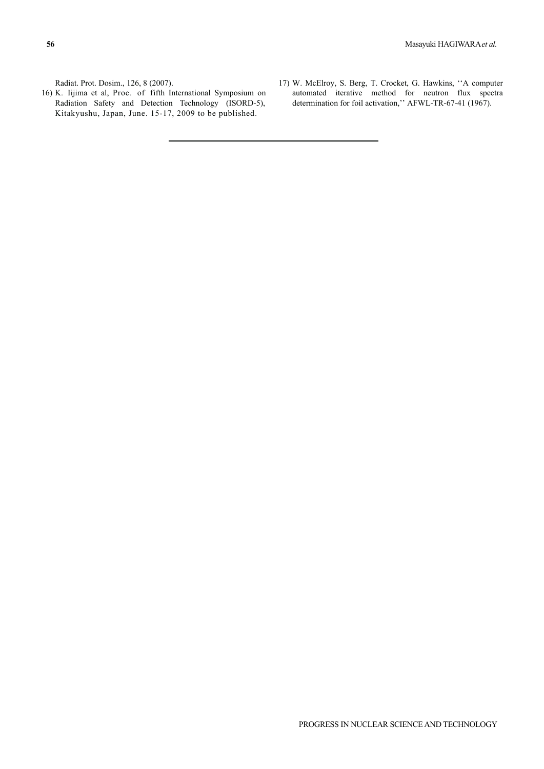Radiat. Prot. Dosim., 126, 8 (2007).

16) K. Iijima et al, Proc. of fifth International Symposium on Radiation Safety and Detection Technology (ISORD-5), Kitakyushu, Japan, June. 15-17, 2009 to be published.

17) W. McElroy, S. Berg, T. Crocket, G. Hawkins, ''A computer automated iterative method for neutron flux spectra determination for foil activation,'' AFWL-TR-67-41 (1967).